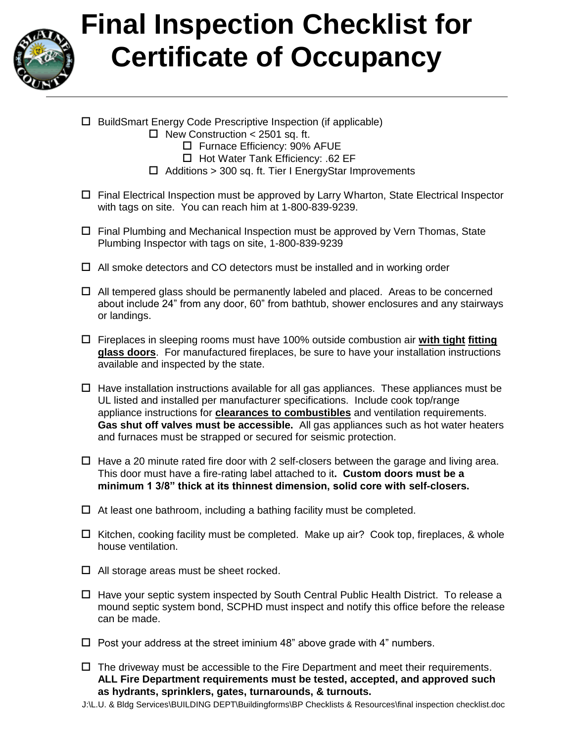# Final Inspection Checklist for Certificate of Occupancy

- ☐ BuildSmart Energy Code Prescriptive Inspection (if applicable)
  - ☐ New Construction < 2501 sq. ft.
    - ☐ Furnace Efficiency: 90% AFUE
    - ☐ Hot Water Tank Efficiency: .62 EF
  - ☐ Additions > 300 sq. ft. Tier I EnergyStar Improvements

- ☐ Final Electrical Inspection must be approved by Larry Wharton, State Electrical Inspector with tags on site. You can reach him at 1-800-839-9239.

- ☐ Final Plumbing and Mechanical Inspection must be approved by Vern Thomas, State Plumbing Inspector with tags on site, 1-800-839-9239

- ☐ All smoke detectors and CO detectors must be installed and in working order

- ☐ All tempered glass should be permanently labeled and placed. Areas to be concerned about include 24" from any door, 60" from bathtub, shower enclosures and any stairways or landings.

- ☐ Fireplaces in sleeping rooms must have 100% outside combustion air **with tight fitting glass doors**. For manufactured fireplaces, be sure to have your installation instructions available and inspected by the state.

- ☐ Have installation instructions available for all gas appliances. These appliances must be UL listed and installed per manufacturer specifications. Include cook top/range appliance instructions for **clearances to combustibles** and ventilation requirements. **Gas shut off valves must be accessible.** All gas appliances such as hot water heaters and furnaces must be strapped or secured for seismic protection.

- ☐ Have a 20 minute rated fire door with 2 self-closers between the garage and living area. This door must have a fire-rating label attached to it**. Custom doors must be a minimum 1 3/8" thick at its thinnest dimension, solid core with self-closers.**

- ☐ At least one bathroom, including a bathing facility must be completed.

- ☐ Kitchen, cooking facility must be completed. Make up air? Cook top, fireplaces, & whole house ventilation.

- ☐ All storage areas must be sheet rocked.

- ☐ Have your septic system inspected by South Central Public Health District. To release a mound septic system bond, SCPHD must inspect and notify this office before the release can be made.

- ☐ Post your address at the street iminium 48" above grade with 4" numbers.

- ☐ The driveway must be accessible to the Fire Department and meet their requirements. **ALL Fire Department requirements must be tested, accepted, and approved such as hydrants, sprinklers, gates, turnarounds, & turnouts.**

J:\L.U. & Bldg Services\BUILDING DEPT\Buildingforms\BP Checklists & Resources\final inspection checklist.doc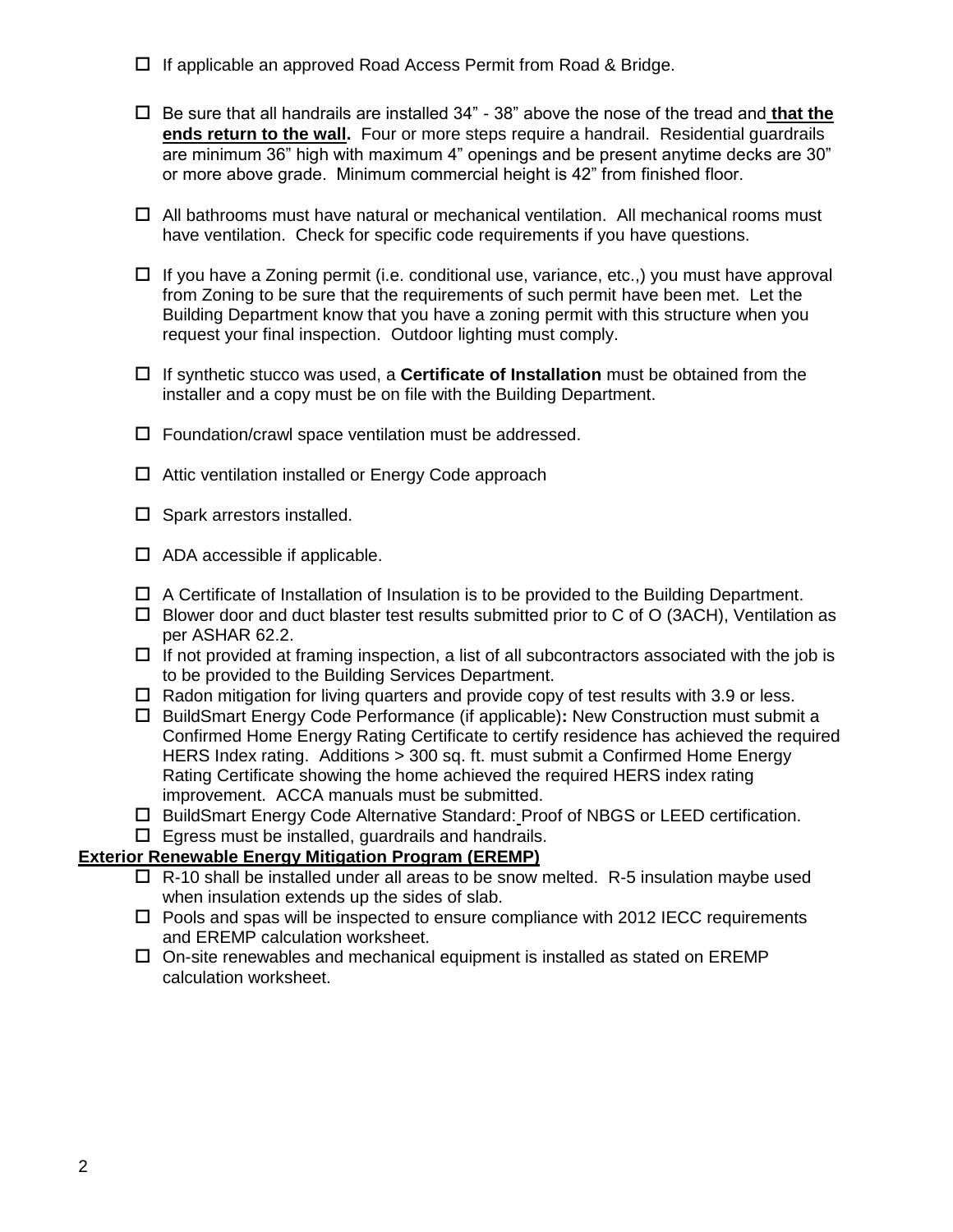- ☐ If applicable an approved Road Access Permit from Road & Bridge.

- ☐ Be sure that all handrails are installed 34" - 38" above the nose of the tread and **that the ends return to the wall.** Four or more steps require a handrail. Residential guardrails are minimum 36" high with maximum 4" openings and be present anytime decks are 30" or more above grade. Minimum commercial height is 42" from finished floor.

- ☐ All bathrooms must have natural or mechanical ventilation. All mechanical rooms must have ventilation. Check for specific code requirements if you have questions.

- ☐ If you have a Zoning permit (i.e. conditional use, variance, etc.,) you must have approval from Zoning to be sure that the requirements of such permit have been met. Let the Building Department know that you have a zoning permit with this structure when you request your final inspection. Outdoor lighting must comply.

- ☐ If synthetic stucco was used, a **Certificate of Installation** must be obtained from the installer and a copy must be on file with the Building Department.

- ☐ Foundation/crawl space ventilation must be addressed.

- ☐ Attic ventilation installed or Energy Code approach

- ☐ Spark arrestors installed.

- ☐ ADA accessible if applicable.

- ☐ A Certificate of Installation of Insulation is to be provided to the Building Department.
- ☐ Blower door and duct blaster test results submitted prior to C of O (3ACH), Ventilation as per ASHAR 62.2.
- ☐ If not provided at framing inspection, a list of all subcontractors associated with the job is to be provided to the Building Services Department.
- ☐ Radon mitigation for living quarters and provide copy of test results with 3.9 or less.
- ☐ BuildSmart Energy Code Performance (if applicable)**:** New Construction must submit a Confirmed Home Energy Rating Certificate to certify residence has achieved the required HERS Index rating. Additions > 300 sq. ft. must submit a Confirmed Home Energy Rating Certificate showing the home achieved the required HERS index rating improvement. ACCA manuals must be submitted.
- ☐ BuildSmart Energy Code Alternative Standard: Proof of NBGS or LEED certification.
- ☐ Egress must be installed, guardrails and handrails.

**Exterior Renewable Energy Mitigation Program (EREMP)**

- ☐ R-10 shall be installed under all areas to be snow melted. R-5 insulation maybe used when insulation extends up the sides of slab.
- ☐ Pools and spas will be inspected to ensure compliance with 2012 IECC requirements and EREMP calculation worksheet.
- ☐ On-site renewables and mechanical equipment is installed as stated on EREMP calculation worksheet.